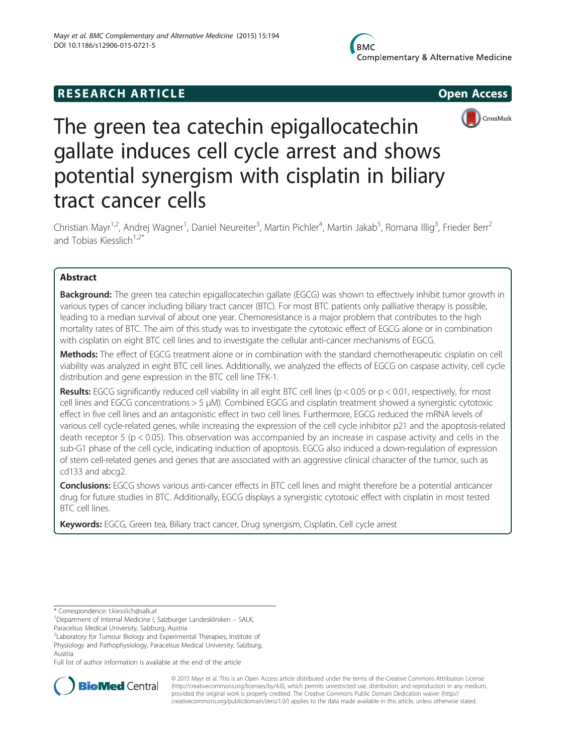RESEARCH ARTICLE Open Access

# The green tea catechin epigallocatechin gallate induces cell cycle arrest and shows potential synergism with cisplatin in biliary tract cancer cells

Christian Mayr[1,2], Andrej Wagner[1], Daniel Neureiter[3], Martin Pichler[4], Martin Jakab[5], Romana Illig[3], Frieder Berr[2] and Tobias Kiesslich[1,2*]

## Abstract

**Background:** The green tea catechin epigallocatechin gallate (EGCG) was shown to effectively inhibit tumor growth in various types of cancer including biliary tract cancer (BTC). For most BTC patients only palliative therapy is possible, leading to a median survival of about one year. Chemoresistance is a major problem that contributes to the high mortality rates of BTC. The aim of this study was to investigate the cytotoxic effect of EGCG alone or in combination with cisplatin on eight BTC cell lines and to investigate the cellular anti-cancer mechanisms of EGCG.

**Methods:** The effect of EGCG treatment alone or in combination with the standard chemotherapeutic cisplatin on cell viability was analyzed in eight BTC cell lines. Additionally, we analyzed the effects of EGCG on caspase activity, cell cycle distribution and gene expression in the BTC cell line TFK-1.

**Results:** EGCG significantly reduced cell viability in all eight BTC cell lines ($p < 0.05$ or $p < 0.01$, respectively, for most cell lines and EGCG concentrations > 5 μM). Combined EGCG and cisplatin treatment showed a synergistic cytotoxic effect in five cell lines and an antagonistic effect in two cell lines. Furthermore, EGCG reduced the mRNA levels of various cell cycle-related genes, while increasing the expression of the cell cycle inhibitor p21 and the apoptosis-related death receptor 5 ($p < 0.05$). This observation was accompanied by an increase in caspase activity and cells in the sub-G1 phase of the cell cycle, indicating induction of apoptosis. EGCG also induced a down-regulation of expression of stem cell-related genes and genes that are associated with an aggressive clinical character of the tumor, such as cd133 and abcg2.

**Conclusions:** EGCG shows various anti-cancer effects in BTC cell lines and might therefore be a potential anticancer drug for future studies in BTC. Additionally, EGCG displays a synergistic cytotoxic effect with cisplatin in most tested BTC cell lines.

**Keywords:** EGCG, Green tea, Biliary tract cancer, Drug synergism, Cisplatin, Cell cycle arrest

---

* Correspondence: t.kiesslich@salk.at

[1]Department of Internal Medicine I, Salzburger Landeskliniken – SALK, Paracelsus Medical University, Salzburg, Austria

[2]Laboratory for Tumour Biology and Experimental Therapies, Institute of Physiology and Pathophysiology, Paracelsus Medical University, Salzburg, Austria

Full list of author information is available at the end of the article

© 2015 Mayr et al. This is an Open Access article distributed under the terms of the Creative Commons Attribution License (http://creativecommons.org/licenses/by/4.0), which permits unrestricted use, distribution, and reproduction in any medium, provided the original work is properly credited. The Creative Commons Public Domain Dedication waiver (http://creativecommons.org/publicdomain/zero/1.0/) applies to the data made available in this article, unless otherwise stated.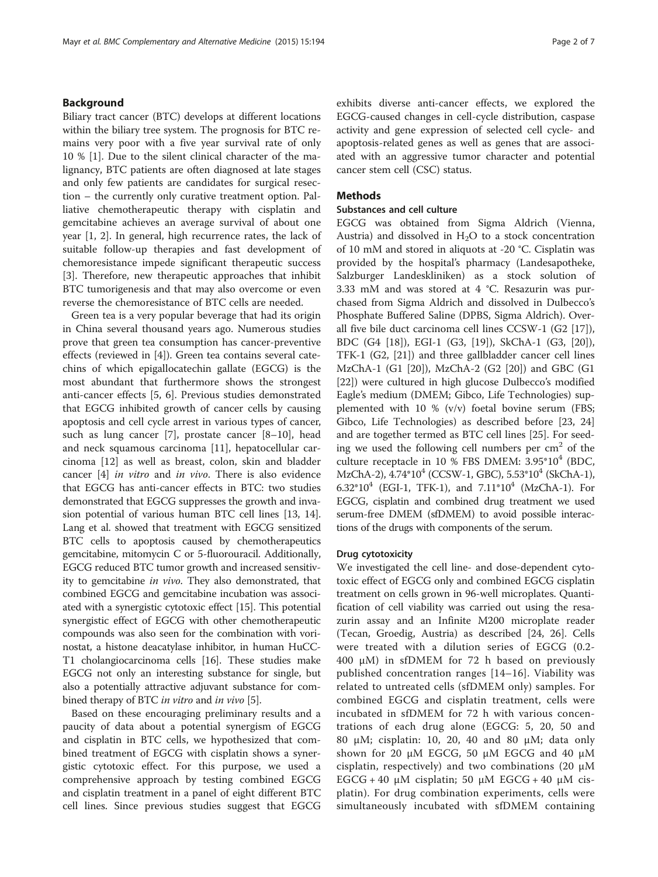## Background

Biliary tract cancer (BTC) develops at different locations within the biliary tree system. The prognosis for BTC remains very poor with a five year survival rate of only 10 % [1]. Due to the silent clinical character of the malignancy, BTC patients are often diagnosed at late stages and only few patients are candidates for surgical resection – the currently only curative treatment option. Palliative chemotherapeutic therapy with cisplatin and gemcitabine achieves an average survival of about one year [1, 2]. In general, high recurrence rates, the lack of suitable follow-up therapies and fast development of chemoresistance impede significant therapeutic success [3]. Therefore, new therapeutic approaches that inhibit BTC tumorigenesis and that may also overcome or even reverse the chemoresistance of BTC cells are needed.

Green tea is a very popular beverage that had its origin in China several thousand years ago. Numerous studies prove that green tea consumption has cancer-preventive effects (reviewed in [4]). Green tea contains several catechins of which epigallocatechin gallate (EGCG) is the most abundant that furthermore shows the strongest anti-cancer effects [5, 6]. Previous studies demonstrated that EGCG inhibited growth of cancer cells by causing apoptosis and cell cycle arrest in various types of cancer, such as lung cancer [7], prostate cancer [8–10], head and neck squamous carcinoma [11], hepatocellular carcinoma [12] as well as breast, colon, skin and bladder cancer [4] *in vitro* and *in vivo*. There is also evidence that EGCG has anti-cancer effects in BTC: two studies demonstrated that EGCG suppresses the growth and invasion potential of various human BTC cell lines [13, 14]. Lang et al. showed that treatment with EGCG sensitized BTC cells to apoptosis caused by chemotherapeutics gemcitabine, mitomycin C or 5-fluorouracil. Additionally, EGCG reduced BTC tumor growth and increased sensitivity to gemcitabine *in vivo*. They also demonstrated, that combined EGCG and gemcitabine incubation was associated with a synergistic cytotoxic effect [15]. This potential synergistic effect of EGCG with other chemotherapeutic compounds was also seen for the combination with vorinostat, a histone deacatylase inhibitor, in human HuCC-T1 cholangiocarcinoma cells [16]. These studies make EGCG not only an interesting substance for single, but also a potentially attractive adjuvant substance for combined therapy of BTC *in vitro* and *in vivo* [5].

Based on these encouraging preliminary results and a paucity of data about a potential synergism of EGCG and cisplatin in BTC cells, we hypothesized that combined treatment of EGCG with cisplatin shows a synergistic cytotoxic effect. For this purpose, we used a comprehensive approach by testing combined EGCG and cisplatin treatment in a panel of eight different BTC cell lines. Since previous studies suggest that EGCG exhibits diverse anti-cancer effects, we explored the EGCG-caused changes in cell-cycle distribution, caspase activity and gene expression of selected cell cycle- and apoptosis-related genes as well as genes that are associated with an aggressive tumor character and potential cancer stem cell (CSC) status.

## Methods

### Substances and cell culture

EGCG was obtained from Sigma Aldrich (Vienna, Austria) and dissolved in $H_2O$ to a stock concentration of 10 mM and stored in aliquots at -20 °C. Cisplatin was provided by the hospital's pharmacy (Landesapotheke, Salzburger Landeskliniken) as a stock solution of 3.33 mM and was stored at 4 °C. Resazurin was purchased from Sigma Aldrich and dissolved in Dulbecco's Phosphate Buffered Saline (DPBS, Sigma Aldrich). Overall five bile duct carcinoma cell lines CCSW-1 (G2 [17]), BDC (G4 [18]), EGI-1 (G3, [19]), SkChA-1 (G3, [20]), TFK-1 (G2, [21]) and three gallbladder cancer cell lines MzChA-1 (G1 [20]), MzChA-2 (G2 [20]) and GBC (G1 [22]) were cultured in high glucose Dulbecco's modified Eagle's medium (DMEM; Gibco, Life Technologies) supplemented with 10 % (v/v) foetal bovine serum (FBS; Gibco, Life Technologies) as described before [23, 24] and are together termed as BTC cell lines [25]. For seeding we used the following cell numbers per $cm^2$ of the culture receptacle in 10 % FBS DMEM: $3.95*10^4$ (BDC, MzChA-2), $4.74*10^4$ (CCSW-1, GBC), $5.53*10^4$ (SkChA-1), $6.32*10^4$ (EGI-1, TFK-1), and $7.11*10^4$ (MzChA-1). For EGCG, cisplatin and combined drug treatment we used serum-free DMEM (sfDMEM) to avoid possible interactions of the drugs with components of the serum.

### Drug cytotoxicity

We investigated the cell line- and dose-dependent cytotoxic effect of EGCG only and combined EGCG cisplatin treatment on cells grown in 96-well microplates. Quantification of cell viability was carried out using the resazurin assay and an Infinite M200 microplate reader (Tecan, Groedig, Austria) as described [24, 26]. Cells were treated with a dilution series of EGCG (0.2-400 μM) in sfDMEM for 72 h based on previously published concentration ranges [14–16]. Viability was related to untreated cells (sfDMEM only) samples. For combined EGCG and cisplatin treatment, cells were incubated in sfDMEM for 72 h with various concentrations of each drug alone (EGCG: 5, 20, 50 and 80 μM; cisplatin: 10, 20, 40 and 80 μM; data only shown for 20 μM EGCG, 50 μM EGCG and 40 μM cisplatin, respectively) and two combinations (20 μM EGCG + 40 μM cisplatin; 50 μM EGCG + 40 μM cisplatin). For drug combination experiments, cells were simultaneously incubated with sfDMEM containing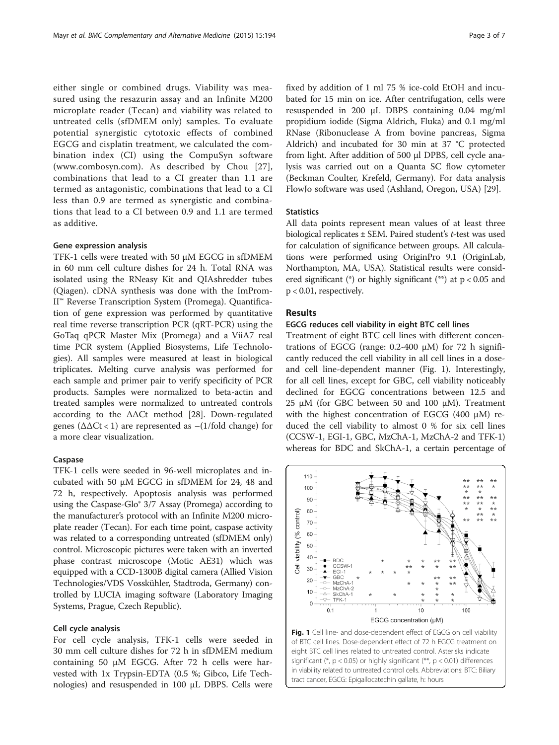either single or combined drugs. Viability was measured using the resazurin assay and an Infinite M200 microplate reader (Tecan) and viability was related to untreated cells (sfDMEM only) samples. To evaluate potential synergistic cytotoxic effects of combined EGCG and cisplatin treatment, we calculated the combination index (CI) using the CompuSyn software (www.combosyn.com). As described by Chou [27], combinations that lead to a CI greater than 1.1 are termed as antagonistic, combinations that lead to a CI less than 0.9 are termed as synergistic and combinations that lead to a CI between 0.9 and 1.1 are termed as additive.

#### Gene expression analysis

TFK-1 cells were treated with 50 μM EGCG in sfDMEM in 60 mm cell culture dishes for 24 h. Total RNA was isolated using the RNeasy Kit and QIAshredder tubes (Qiagen). cDNA synthesis was done with the ImProm-II™ Reverse Transcription System (Promega). Quantification of gene expression was performed by quantitative real time reverse transcription PCR (qRT-PCR) using the GoTaq qPCR Master Mix (Promega) and a ViiA7 real time PCR system (Applied Biosystems, Life Technologies). All samples were measured at least in biological triplicates. Melting curve analysis was performed for each sample and primer pair to verify specificity of PCR products. Samples were normalized to beta-actin and treated samples were normalized to untreated controls according to the ΔΔCt method [28]. Down-regulated genes (ΔΔCt < 1) are represented as –(1/fold change) for a more clear visualization.

#### Caspase

TFK-1 cells were seeded in 96-well microplates and incubated with 50 μM EGCG in sfDMEM for 24, 48 and 72 h, respectively. Apoptosis analysis was performed using the Caspase-Glo® 3/7 Assay (Promega) according to the manufacturer's protocol with an Infinite M200 microplate reader (Tecan). For each time point, caspase activity was related to a corresponding untreated (sfDMEM only) control. Microscopic pictures were taken with an inverted phase contrast microscope (Motic AE31) which was equipped with a CCD-1300B digital camera (Allied Vision Technologies/VDS Vosskühler, Stadtroda, Germany) controlled by LUCIA imaging software (Laboratory Imaging Systems, Prague, Czech Republic).

#### Cell cycle analysis

For cell cycle analysis, TFK-1 cells were seeded in 30 mm cell culture dishes for 72 h in sfDMEM medium containing 50 μM EGCG. After 72 h cells were harvested with 1x Trypsin-EDTA (0.5 %; Gibco, Life Technologies) and resuspended in 100 μL DBPS. Cells were fixed by addition of 1 ml 75 % ice-cold EtOH and incubated for 15 min on ice. After centrifugation, cells were resuspended in 200 μL DBPS containing 0.04 mg/ml propidium iodide (Sigma Aldrich, Fluka) and 0.1 mg/ml RNase (Ribonuclease A from bovine pancreas, Sigma Aldrich) and incubated for 30 min at 37 °C protected from light. After addition of 500 μl DPBS, cell cycle analysis was carried out on a Quanta SC flow cytometer (Beckman Coulter, Krefeld, Germany). For data analysis FlowJo software was used (Ashland, Oregon, USA) [29].

#### Statistics

All data points represent mean values of at least three biological replicates ± SEM. Paired student's *t*-test was used for calculation of significance between groups. All calculations were performed using OriginPro 9.1 (OriginLab, Northampton, MA, USA). Statistical results were considered significant (*) or highly significant (**) at $p < 0.05$ and $p < 0.01$, respectively.

## Results

#### EGCG reduces cell viability in eight BTC cell lines

Treatment of eight BTC cell lines with different concentrations of EGCG (range: 0.2-400 μM) for 72 h significantly reduced the cell viability in all cell lines in a dose- and cell line-dependent manner (Fig. 1). Interestingly, for all cell lines, except for GBC, cell viability noticeably declined for EGCG concentrations between 12.5 and 25 μM (for GBC between 50 and 100 μM). Treatment with the highest concentration of EGCG (400 μM) reduced the cell viability to almost 0 % for six cell lines (CCSW-1, EGI-1, GBC, MzChA-1, MzChA-2 and TFK-1) whereas for BDC and SkChA-1, a certain percentage of

**Fig. 1** Cell line- and dose-dependent effect of EGCG on cell viability of BTC cell lines. Dose-dependent effect of 72 h EGCG treatment on eight BTC cell lines related to untreated control. Asterisks indicate significant (*, $p < 0.05$) or highly significant (**, $p < 0.01$) differences in viability related to untreated control cells. Abbreviations: BTC: Biliary tract cancer, EGCG: Epigallocatechin gallate, h: hours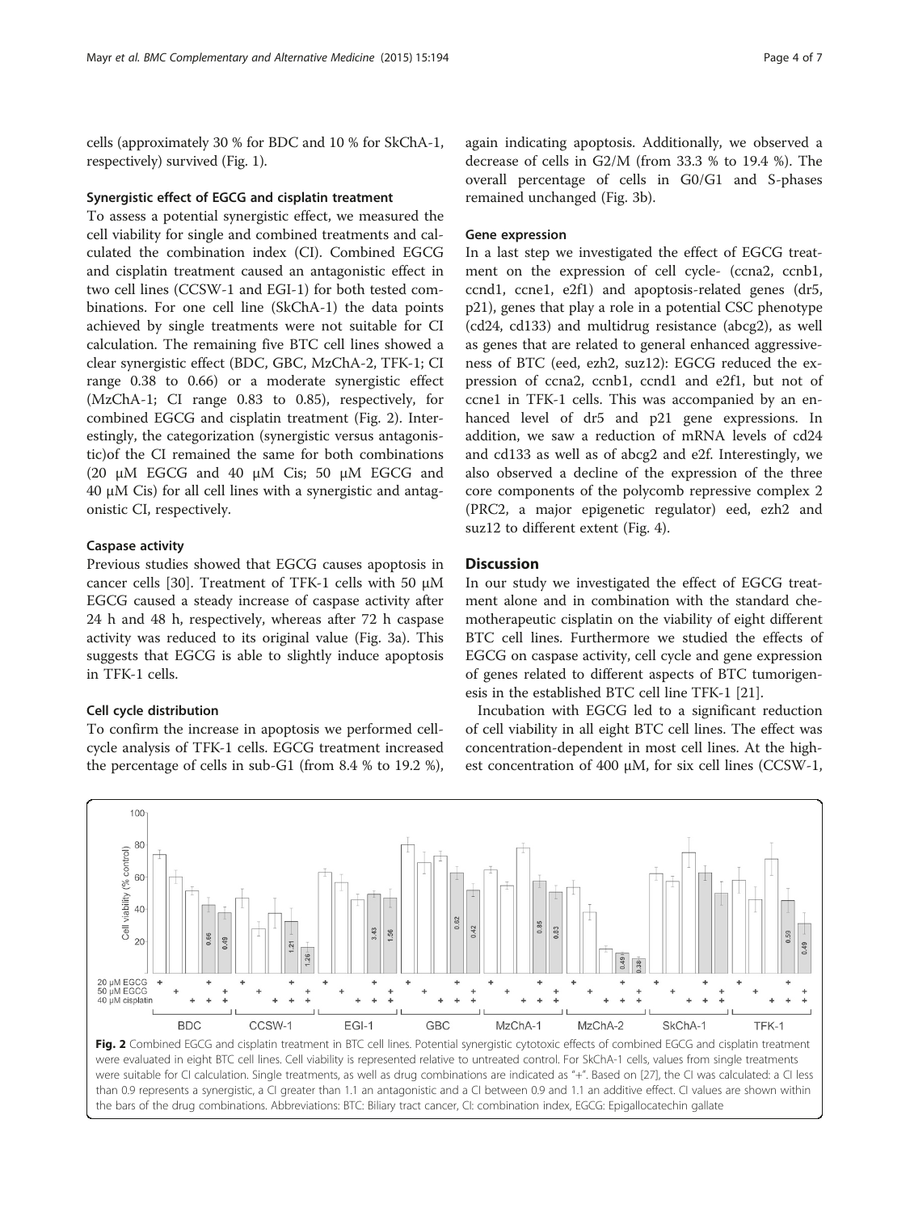cells (approximately 30 % for BDC and 10 % for SkChA-1, respectively) survived (Fig. 1).

### Synergistic effect of EGCG and cisplatin treatment

To assess a potential synergistic effect, we measured the cell viability for single and combined treatments and calculated the combination index (CI). Combined EGCG and cisplatin treatment caused an antagonistic effect in two cell lines (CCSW-1 and EGI-1) for both tested combinations. For one cell line (SkChA-1) the data points achieved by single treatments were not suitable for CI calculation. The remaining five BTC cell lines showed a clear synergistic effect (BDC, GBC, MzChA-2, TFK-1; CI range 0.38 to 0.66) or a moderate synergistic effect (MzChA-1; CI range 0.83 to 0.85), respectively, for combined EGCG and cisplatin treatment (Fig. 2). Interestingly, the categorization (synergistic versus antagonistic)of the CI remained the same for both combinations (20 μM EGCG and 40 μM Cis; 50 μM EGCG and 40 μM Cis) for all cell lines with a synergistic and antagonistic CI, respectively.

### Caspase activity

Previous studies showed that EGCG causes apoptosis in cancer cells [30]. Treatment of TFK-1 cells with 50 μM EGCG caused a steady increase of caspase activity after 24 h and 48 h, respectively, whereas after 72 h caspase activity was reduced to its original value (Fig. 3a). This suggests that EGCG is able to slightly induce apoptosis in TFK-1 cells.

### Cell cycle distribution

To confirm the increase in apoptosis we performed cell-cycle analysis of TFK-1 cells. EGCG treatment increased the percentage of cells in sub-G1 (from 8.4 % to 19.2 %), again indicating apoptosis. Additionally, we observed a decrease of cells in G2/M (from 33.3 % to 19.4 %). The overall percentage of cells in G0/G1 and S-phases remained unchanged (Fig. 3b).

### Gene expression

In a last step we investigated the effect of EGCG treatment on the expression of cell cycle- (ccna2, ccnb1, ccnd1, ccne1, e2f1) and apoptosis-related genes (dr5, p21), genes that play a role in a potential CSC phenotype (cd24, cd133) and multidrug resistance (abcg2), as well as genes that are related to general enhanced aggressiveness of BTC (eed, ezh2, suz12): EGCG reduced the expression of ccna2, ccnb1, ccnd1 and e2f1, but not of ccne1 in TFK-1 cells. This was accompanied by an enhanced level of dr5 and p21 gene expressions. In addition, we saw a reduction of mRNA levels of cd24 and cd133 as well as of abcg2 and e2f. Interestingly, we also observed a decline of the expression of the three core components of the polycomb repressive complex 2 (PRC2, a major epigenetic regulator) eed, ezh2 and suz12 to different extent (Fig. 4).

## Discussion

In our study we investigated the effect of EGCG treatment alone and in combination with the standard chemotherapeutic cisplatin on the viability of eight different BTC cell lines. Furthermore we studied the effects of EGCG on caspase activity, cell cycle and gene expression of genes related to different aspects of BTC tumorigenesis in the established BTC cell line TFK-1 [21].

Incubation with EGCG led to a significant reduction of cell viability in all eight BTC cell lines. The effect was concentration-dependent in most cell lines. At the highest concentration of 400 μM, for six cell lines (CCSW-1,

**Fig. 2** Combined EGCG and cisplatin treatment in BTC cell lines. Potential synergistic cytotoxic effects of combined EGCG and cisplatin treatment were evaluated in eight BTC cell lines. Cell viability is represented relative to untreated control. For SkChA-1 cells, values from single treatments were suitable for CI calculation. Single treatments, as well as drug combinations are indicated as "+". Based on [27], the CI was calculated: a CI less than 0.9 represents a synergistic, a CI greater than 1.1 an antagonistic and a CI between 0.9 and 1.1 an additive effect. CI values are shown within the bars of the drug combinations. Abbreviations: BTC: Biliary tract cancer, CI: combination index, EGCG: Epigallocatechin gallate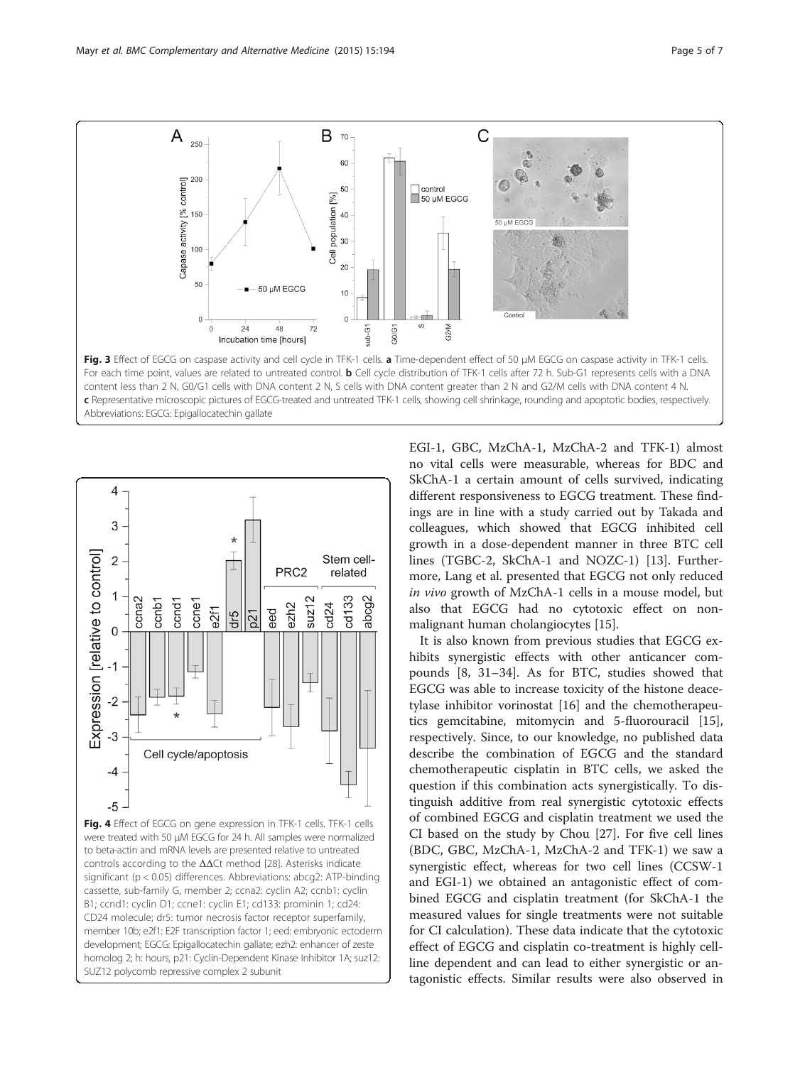**Fig. 3** Effect of EGCG on caspase activity and cell cycle in TFK-1 cells. **a** Time-dependent effect of 50 μM EGCG on caspase activity in TFK-1 cells. For each time point, values are related to untreated control. **b** Cell cycle distribution of TFK-1 cells after 72 h. Sub-G1 represents cells with a DNA content less than 2 N, G0/G1 cells with DNA content 2 N, S cells with DNA content greater than 2 N and G2/M cells with DNA content 4 N. **c** Representative microscopic pictures of EGCG-treated and untreated TFK-1 cells, showing cell shrinkage, rounding and apoptotic bodies, respectively. Abbreviations: EGCG: Epigallocatechin gallate

**Fig. 4** Effect of EGCG on gene expression in TFK-1 cells. TFK-1 cells were treated with 50 μM EGCG for 24 h. All samples were normalized to beta-actin and mRNA levels are presented relative to untreated controls according to the ΔΔCt method [28]. Asterisks indicate significant ($p < 0.05$) differences. Abbreviations: abcg2: ATP-binding cassette, sub-family G, member 2; ccna2: cyclin A2; ccnb1: cyclin B1; ccnd1: cyclin D1; ccne1: cyclin E1; cd133: prominin 1; cd24: CD24 molecule; dr5: tumor necrosis factor receptor superfamily, member 10b; e2f1: E2F transcription factor 1; eed: embryonic ectoderm development; EGCG: Epigallocatechin gallate; ezh2: enhancer of zeste homolog 2; h: hours, p21: Cyclin-Dependent Kinase Inhibitor 1A; suz12: SUZ12 polycomb repressive complex 2 subunit

EGI-1, GBC, MzChA-1, MzChA-2 and TFK-1) almost no vital cells were measurable, whereas for BDC and SkChA-1 a certain amount of cells survived, indicating different responsiveness to EGCG treatment. These findings are in line with a study carried out by Takada and colleagues, which showed that EGCG inhibited cell growth in a dose-dependent manner in three BTC cell lines (TGBC-2, SkChA-1 and NOZC-1) [13]. Furthermore, Lang et al. presented that EGCG not only reduced *in vivo* growth of MzChA-1 cells in a mouse model, but also that EGCG had no cytotoxic effect on non-malignant human cholangiocytes [15].

It is also known from previous studies that EGCG exhibits synergistic effects with other anticancer compounds [8, 31–34]. As for BTC, studies showed that EGCG was able to increase toxicity of the histone deacetylase inhibitor vorinostat [16] and the chemotherapeutics gemcitabine, mitomycin and 5-fluorouracil [15], respectively. Since, to our knowledge, no published data describe the combination of EGCG and the standard chemotherapeutic cisplatin in BTC cells, we asked the question if this combination acts synergistically. To distinguish additive from real synergistic cytotoxic effects of combined EGCG and cisplatin treatment we used the CI based on the study by Chou [27]. For five cell lines (BDC, GBC, MzChA-1, MzChA-2 and TFK-1) we saw a synergistic effect, whereas for two cell lines (CCSW-1 and EGI-1) we obtained an antagonistic effect of combined EGCG and cisplatin treatment (for SkChA-1 the measured values for single treatments were not suitable for CI calculation). These data indicate that the cytotoxic effect of EGCG and cisplatin co-treatment is highly cell-line dependent and can lead to either synergistic or antagonistic effects. Similar results were also observed in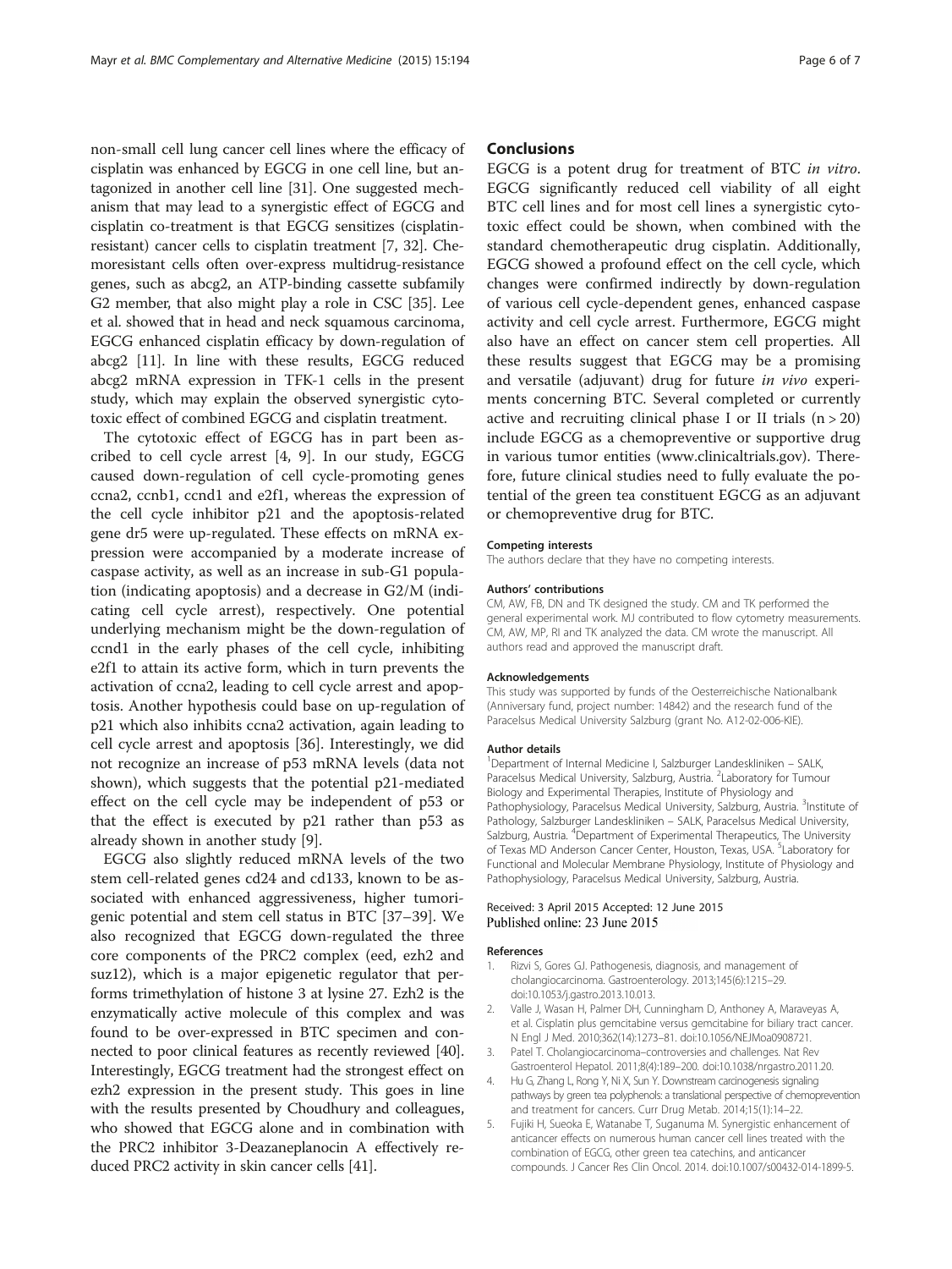non-small cell lung cancer cell lines where the efficacy of cisplatin was enhanced by EGCG in one cell line, but antagonized in another cell line [31]. One suggested mechanism that may lead to a synergistic effect of EGCG and cisplatin co-treatment is that EGCG sensitizes (cisplatin-resistant) cancer cells to cisplatin treatment [7, 32]. Chemoresistant cells often over-express multidrug-resistance genes, such as abcg2, an ATP-binding cassette subfamily G2 member, that also might play a role in CSC [35]. Lee et al. showed that in head and neck squamous carcinoma, EGCG enhanced cisplatin efficacy by down-regulation of abcg2 [11]. In line with these results, EGCG reduced abcg2 mRNA expression in TFK-1 cells in the present study, which may explain the observed synergistic cytotoxic effect of combined EGCG and cisplatin treatment.

The cytotoxic effect of EGCG has in part been ascribed to cell cycle arrest [4, 9]. In our study, EGCG caused down-regulation of cell cycle-promoting genes ccna2, ccnb1, ccnd1 and e2f1, whereas the expression of the cell cycle inhibitor p21 and the apoptosis-related gene dr5 were up-regulated. These effects on mRNA expression were accompanied by a moderate increase of caspase activity, as well as an increase in sub-G1 population (indicating apoptosis) and a decrease in G2/M (indicating cell cycle arrest), respectively. One potential underlying mechanism might be the down-regulation of ccnd1 in the early phases of the cell cycle, inhibiting e2f1 to attain its active form, which in turn prevents the activation of ccna2, leading to cell cycle arrest and apoptosis. Another hypothesis could base on up-regulation of p21 which also inhibits ccna2 activation, again leading to cell cycle arrest and apoptosis [36]. Interestingly, we did not recognize an increase of p53 mRNA levels (data not shown), which suggests that the potential p21-mediated effect on the cell cycle may be independent of p53 or that the effect is executed by p21 rather than p53 as already shown in another study [9].

EGCG also slightly reduced mRNA levels of the two stem cell-related genes cd24 and cd133, known to be associated with enhanced aggressiveness, higher tumorigenic potential and stem cell status in BTC [37–39]. We also recognized that EGCG down-regulated the three core components of the PRC2 complex (eed, ezh2 and suz12), which is a major epigenetic regulator that performs trimethylation of histone 3 at lysine 27. Ezh2 is the enzymatically active molecule of this complex and was found to be over-expressed in BTC specimen and connected to poor clinical features as recently reviewed [40]. Interestingly, EGCG treatment had the strongest effect on ezh2 expression in the present study. This goes in line with the results presented by Choudhury and colleagues, who showed that EGCG alone and in combination with the PRC2 inhibitor 3-Deazaneplanocin A effectively reduced PRC2 activity in skin cancer cells [41].

## Conclusions

EGCG is a potent drug for treatment of BTC *in vitro*. EGCG significantly reduced cell viability of all eight BTC cell lines and for most cell lines a synergistic cytotoxic effect could be shown, when combined with the standard chemotherapeutic drug cisplatin. Additionally, EGCG showed a profound effect on the cell cycle, which changes were confirmed indirectly by down-regulation of various cell cycle-dependent genes, enhanced caspase activity and cell cycle arrest. Furthermore, EGCG might also have an effect on cancer stem cell properties. All these results suggest that EGCG may be a promising and versatile (adjuvant) drug for future *in vivo* experiments concerning BTC. Several completed or currently active and recruiting clinical phase I or II trials ($n > 20$) include EGCG as a chemopreventive or supportive drug in various tumor entities (www.clinicaltrials.gov). Therefore, future clinical studies need to fully evaluate the potential of the green tea constituent EGCG as an adjuvant or chemopreventive drug for BTC.

#### Competing interests

The authors declare that they have no competing interests.

#### Authors' contributions

CM, AW, FB, DN and TK designed the study. CM and TK performed the general experimental work. MJ contributed to flow cytometry measurements. CM, AW, MP, RI and TK analyzed the data. CM wrote the manuscript. All authors read and approved the manuscript draft.

#### Acknowledgements

This study was supported by funds of the Oesterreichische Nationalbank (Anniversary fund, project number: 14842) and the research fund of the Paracelsus Medical University Salzburg (grant No. A12-02-006-KIE).

#### Author details

[1]Department of Internal Medicine I, Salzburger Landeskliniken – SALK, Paracelsus Medical University, Salzburg, Austria. [2]Laboratory for Tumour Biology and Experimental Therapies, Institute of Physiology and Pathophysiology, Paracelsus Medical University, Salzburg, Austria. [3]Institute of Pathology, Salzburger Landeskliniken – SALK, Paracelsus Medical University, Salzburg, Austria. [4]Department of Experimental Therapeutics, The University of Texas MD Anderson Cancer Center, Houston, Texas, USA. [5]Laboratory for Functional and Molecular Membrane Physiology, Institute of Physiology and Pathophysiology, Paracelsus Medical University, Salzburg, Austria.

Received: 3 April 2015 Accepted: 12 June 2015
Published online: 23 June 2015

#### References

1. Rizvi S, Gores GJ. Pathogenesis, diagnosis, and management of cholangiocarcinoma. Gastroenterology. 2013;145(6):1215–29. doi:10.1053/j.gastro.2013.10.013.
2. Valle J, Wasan H, Palmer DH, Cunningham D, Anthoney A, Maraveyas A, et al. Cisplatin plus gemcitabine versus gemcitabine for biliary tract cancer. N Engl J Med. 2010;362(14):1273–81. doi:10.1056/NEJMoa0908721.
3. Patel T. Cholangiocarcinoma–controversies and challenges. Nat Rev Gastroenterol Hepatol. 2011;8(4):189–200. doi:10.1038/nrgastro.2011.20.
4. Hu G, Zhang L, Rong Y, Ni X, Sun Y. Downstream carcinogenesis signaling pathways by green tea polyphenols: a translational perspective of chemoprevention and treatment for cancers. Curr Drug Metab. 2014;15(1):14–22.
5. Fujiki H, Sueoka E, Watanabe T, Suganuma M. Synergistic enhancement of anticancer effects on numerous human cancer cell lines treated with the combination of EGCG, other green tea catechins, and anticancer compounds. J Cancer Res Clin Oncol. 2014. doi:10.1007/s00432-014-1899-5.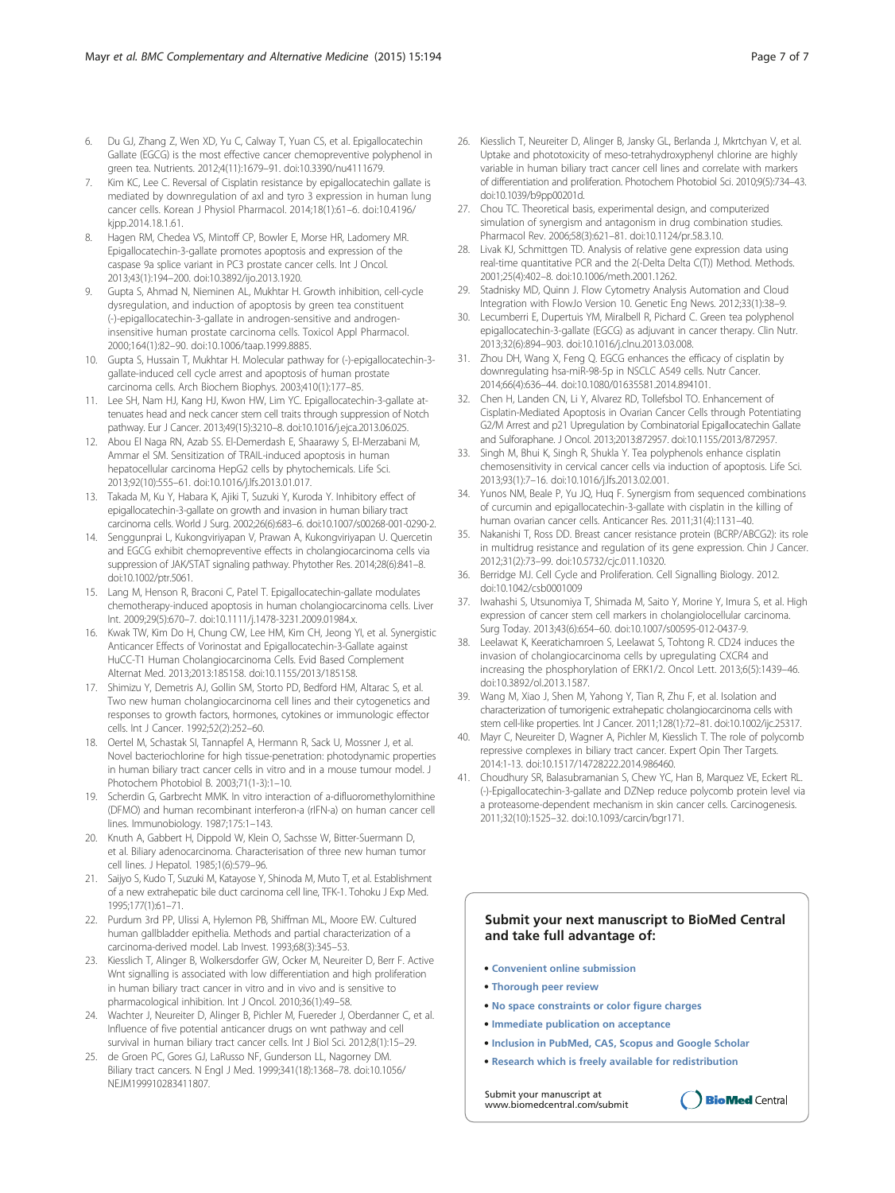6. Du GJ, Zhang Z, Wen XD, Yu C, Calway T, Yuan CS, et al. Epigallocatechin Gallate (EGCG) is the most effective cancer chemopreventive polyphenol in green tea. Nutrients. 2012;4(11):1679–91. doi:10.3390/nu4111679.
7. Kim KC, Lee C. Reversal of Cisplatin resistance by epigallocatechin gallate is mediated by downregulation of axl and tyro 3 expression in human lung cancer cells. Korean J Physiol Pharmacol. 2014;18(1):61–6. doi:10.4196/kjpp.2014.18.1.61.
8. Hagen RM, Chedea VS, Mintoff CP, Bowler E, Morse HR, Ladomery MR. Epigallocatechin-3-gallate promotes apoptosis and expression of the caspase 9a splice variant in PC3 prostate cancer cells. Int J Oncol. 2013;43(1):194–200. doi:10.3892/ijo.2013.1920.
9. Gupta S, Ahmad N, Nieminen AL, Mukhtar H. Growth inhibition, cell-cycle dysregulation, and induction of apoptosis by green tea constituent (-)-epigallocatechin-3-gallate in androgen-sensitive and androgen-insensitive human prostate carcinoma cells. Toxicol Appl Pharmacol. 2000;164(1):82–90. doi:10.1006/taap.1999.8885.
10. Gupta S, Hussain T, Mukhtar H. Molecular pathway for (-)-epigallocatechin-3-gallate-induced cell cycle arrest and apoptosis of human prostate carcinoma cells. Arch Biochem Biophys. 2003;410(1):177–85.
11. Lee SH, Nam HJ, Kang HJ, Kwon HW, Lim YC. Epigallocatechin-3-gallate attenuates head and neck cancer stem cell traits through suppression of Notch pathway. Eur J Cancer. 2013;49(15):3210–8. doi:10.1016/j.ejca.2013.06.025.
12. Abou El Naga RN, Azab SS. El-Demerdash E, Shaarawy S, El-Merzabani M, Ammar el SM. Sensitization of TRAIL-induced apoptosis in human hepatocellular carcinoma HepG2 cells by phytochemicals. Life Sci. 2013;92(10):555–61. doi:10.1016/j.lfs.2013.01.017.
13. Takada M, Ku Y, Habara K, Ajiki T, Suzuki Y, Kuroda Y. Inhibitory effect of epigallocatechin-3-gallate on growth and invasion in human biliary tract carcinoma cells. World J Surg. 2002;26(6):683–6. doi:10.1007/s00268-001-0290-2.
14. Senggunprai L, Kukongviriyapan V, Prawan A, Kukongviriyapan U. Quercetin and EGCG exhibit chemopreventive effects in cholangiocarcinoma cells via suppression of JAK/STAT signaling pathway. Phytother Res. 2014;28(6):841–8. doi:10.1002/ptr.5061.
15. Lang M, Henson R, Braconi C, Patel T. Epigallocatechin-gallate modulates chemotherapy-induced apoptosis in human cholangiocarcinoma cells. Liver Int. 2009;29(5):670–7. doi:10.1111/j.1478-3231.2009.01984.x.
16. Kwak TW, Kim Do H, Chung CW, Lee HM, Kim CH, Jeong YI, et al. Synergistic Anticancer Effects of Vorinostat and Epigallocatechin-3-Gallate against HuCC-T1 Human Cholangiocarcinoma Cells. Evid Based Complement Alternat Med. 2013;2013:185158. doi:10.1155/2013/185158.
17. Shimizu Y, Demetris AJ, Gollin SM, Storto PD, Bedford HM, Altarac S, et al. Two new human cholangiocarcinoma cell lines and their cytogenetics and responses to growth factors, hormones, cytokines or immunologic effector cells. Int J Cancer. 1992;52(2):252–60.
18. Oertel M, Schastak SI, Tannapfel A, Hermann R, Sack U, Mossner J, et al. Novel bacteriochlorine for high tissue-penetration: photodynamic properties in human biliary tract cancer cells in vitro and in a mouse tumour model. J Photochem Photobiol B. 2003;71(1-3):1–10.
19. Scherdin G, Garbrecht MMK. In vitro interaction of a-difluoromethylornithine (DFMO) and human recombinant interferon-a (rIFN-a) on human cancer cell lines. Immunobiology. 1987;175:1–143.
20. Knuth A, Gabbert H, Dippold W, Klein O, Sachsse W, Bitter-Suermann D, et al. Biliary adenocarcinoma. Characterisation of three new human tumor cell lines. J Hepatol. 1985;1(6):579–96.
21. Saijyo S, Kudo T, Suzuki M, Katayose Y, Shinoda M, Muto T, et al. Establishment of a new extrahepatic bile duct carcinoma cell line, TFK-1. Tohoku J Exp Med. 1995;177(1):61–71.
22. Purdum 3rd PP, Ulissi A, Hylemon PB, Shiffman ML, Moore EW. Cultured human gallbladder epithelia. Methods and partial characterization of a carcinoma-derived model. Lab Invest. 1993;68(3):345–53.
23. Kiesslich T, Alinger B, Wolkersdorfer GW, Ocker M, Neureiter D, Berr F. Active Wnt signalling is associated with low differentiation and high proliferation in human biliary tract cancer in vitro and in vivo and is sensitive to pharmacological inhibition. Int J Oncol. 2010;36(1):49–58.
24. Wachter J, Neureiter D, Alinger B, Pichler M, Fuereder J, Oberdanner C, et al. Influence of five potential anticancer drugs on wnt pathway and cell survival in human biliary tract cancer cells. Int J Biol Sci. 2012;8(1):15–29.
25. de Groen PC, Gores GJ, LaRusso NF, Gunderson LL, Nagorney DM. Biliary tract cancers. N Engl J Med. 1999;341(18):1368–78. doi:10.1056/NEJM199910283411807.
26. Kiesslich T, Neureiter D, Alinger B, Jansky GL, Berlanda J, Mkrtchyan V, et al. Uptake and phototoxicity of meso-tetrahydroxyphenyl chlorine are highly variable in human biliary tract cancer cell lines and correlate with markers of differentiation and proliferation. Photochem Photobiol Sci. 2010;9(5):734–43. doi:10.1039/b9pp00201d.
27. Chou TC. Theoretical basis, experimental design, and computerized simulation of synergism and antagonism in drug combination studies. Pharmacol Rev. 2006;58(3):621–81. doi:10.1124/pr.58.3.10.
28. Livak KJ, Schmittgen TD. Analysis of relative gene expression data using real-time quantitative PCR and the 2(-Delta Delta C(T)) Method. Methods. 2001;25(4):402–8. doi:10.1006/meth.2001.1262.
29. Stadnisky MD, Quinn J. Flow Cytometry Analysis Automation and Cloud Integration with FlowJo Version 10. Genetic Eng News. 2012;33(1):38–9.
30. Lecumberri E, Dupertuis YM, Miralbell R, Pichard C. Green tea polyphenol epigallocatechin-3-gallate (EGCG) as adjuvant in cancer therapy. Clin Nutr. 2013;32(6):894–903. doi:10.1016/j.clnu.2013.03.008.
31. Zhou DH, Wang X, Feng Q. EGCG enhances the efficacy of cisplatin by downregulating hsa-miR-98-5p in NSCLC A549 cells. Nutr Cancer. 2014;66(4):636–44. doi:10.1080/01635581.2014.894101.
32. Chen H, Landen CN, Li Y, Alvarez RD, Tollefsbol TO. Enhancement of Cisplatin-Mediated Apoptosis in Ovarian Cancer Cells through Potentiating G2/M Arrest and p21 Upregulation by Combinatorial Epigallocatechin Gallate and Sulforaphane. J Oncol. 2013;2013:872957. doi:10.1155/2013/872957.
33. Singh M, Bhui K, Singh R, Shukla Y. Tea polyphenols enhance cisplatin chemosensitivity in cervical cancer cells via induction of apoptosis. Life Sci. 2013;93(1):7–16. doi:10.1016/j.lfs.2013.02.001.
34. Yunos NM, Beale P, Yu JQ, Huq F. Synergism from sequenced combinations of curcumin and epigallocatechin-3-gallate with cisplatin in the killing of human ovarian cancer cells. Anticancer Res. 2011;31(4):1131–40.
35. Nakanishi T, Ross DD. Breast cancer resistance protein (BCRP/ABCG2): its role in multidrug resistance and regulation of its gene expression. Chin J Cancer. 2012;31(2):73–99. doi:10.5732/cjc.011.10320.
36. Berridge MJ. Cell Cycle and Proliferation. Cell Signalling Biology. 2012. doi:10.1042/csb0001009
37. Iwahashi S, Utsunomiya T, Shimada M, Saito Y, Morine Y, Imura S, et al. High expression of cancer stem cell markers in cholangiolocellular carcinoma. Surg Today. 2013;43(6):654–60. doi:10.1007/s00595-012-0437-9.
38. Leelawat K, Keeratichamroen S, Leelawat S, Tohtong R. CD24 induces the invasion of cholangiocarcinoma cells by upregulating CXCR4 and increasing the phosphorylation of ERK1/2. Oncol Lett. 2013;6(5):1439–46. doi:10.3892/ol.2013.1587.
39. Wang M, Xiao J, Shen M, Yahong Y, Tian R, Zhu F, et al. Isolation and characterization of tumorigenic extrahepatic cholangiocarcinoma cells with stem cell-like properties. Int J Cancer. 2011;128(1):72–81. doi:10.1002/ijc.25317.
40. Mayr C, Neureiter D, Wagner A, Pichler M, Kiesslich T. The role of polycomb repressive complexes in biliary tract cancer. Expert Opin Ther Targets. 2014:1-13. doi:10.1517/14728222.2014.986460.
41. Choudhury SR, Balasubramanian S, Chew YC, Han B, Marquez VE, Eckert RL. (-)-Epigallocatechin-3-gallate and DZNep reduce polycomb protein level via a proteasome-dependent mechanism in skin cancer cells. Carcinogenesis. 2011;32(10):1525–32. doi:10.1093/carcin/bgr171.

**Submit your next manuscript to BioMed Central and take full advantage of:**

- **Convenient online submission**
- **Thorough peer review**
- **No space constraints or color figure charges**
- **Immediate publication on acceptance**
- **Inclusion in PubMed, CAS, Scopus and Google Scholar**
- **Research which is freely available for redistribution**

Submit your manuscript at
www.biomedcentral.com/submit

BioMed Central